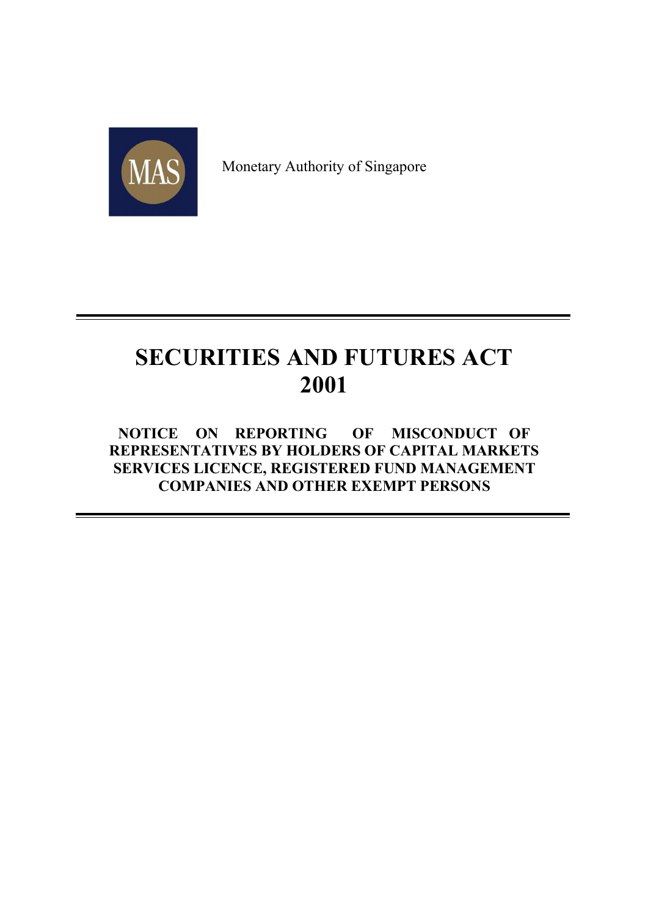Monetary Authority of Singapore

# SECURITIES AND FUTURES ACT 2001

## NOTICE ON REPORTING OF MISCONDUCT OF REPRESENTATIVES BY HOLDERS OF CAPITAL MARKETS SERVICES LICENCE, REGISTERED FUND MANAGEMENT COMPANIES AND OTHER EXEMPT PERSONS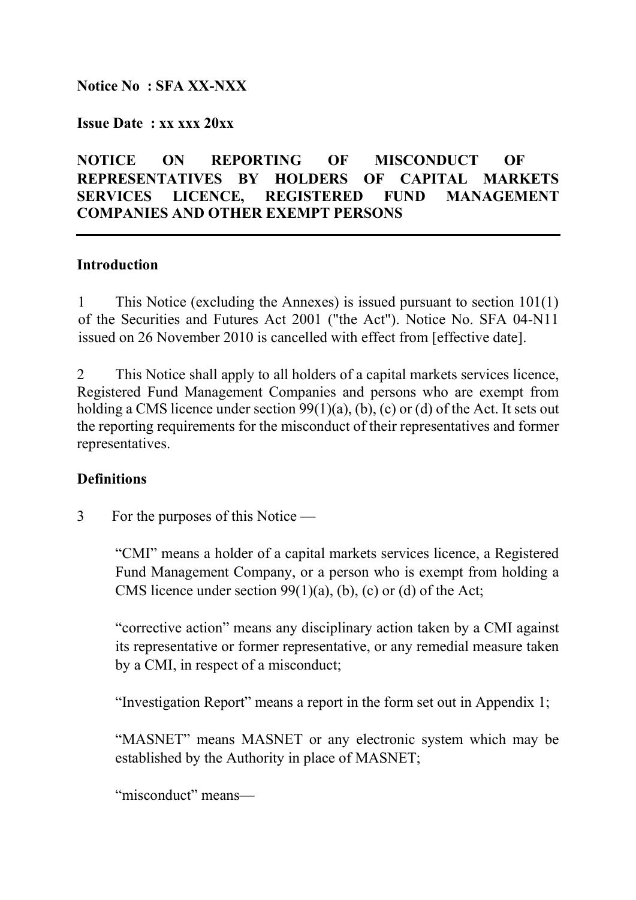**Notice No : SFA XX-NXX**

**Issue Date : xx xxx 20xx**

**NOTICE ON REPORTING OF MISCONDUCT OF REPRESENTATIVES BY HOLDERS OF CAPITAL MARKETS SERVICES LICENCE, REGISTERED FUND MANAGEMENT COMPANIES AND OTHER EXEMPT PERSONS**

---

## Introduction

1 This Notice (excluding the Annexes) is issued pursuant to section 101(1) of the Securities and Futures Act 2001 ("the Act"). Notice No. SFA 04-N11 issued on 26 November 2010 is cancelled with effect from [effective date].

2 This Notice shall apply to all holders of a capital markets services licence, Registered Fund Management Companies and persons who are exempt from holding a CMS licence under section 99(1)(a), (b), (c) or (d) of the Act. It sets out the reporting requirements for the misconduct of their representatives and former representatives.

## Definitions

3 For the purposes of this Notice —

"CMI" means a holder of a capital markets services licence, a Registered Fund Management Company, or a person who is exempt from holding a CMS licence under section 99(1)(a), (b), (c) or (d) of the Act;

"corrective action" means any disciplinary action taken by a CMI against its representative or former representative, or any remedial measure taken by a CMI, in respect of a misconduct;

"Investigation Report" means a report in the form set out in Appendix 1;

"MASNET" means MASNET or any electronic system which may be established by the Authority in place of MASNET;

"misconduct" means—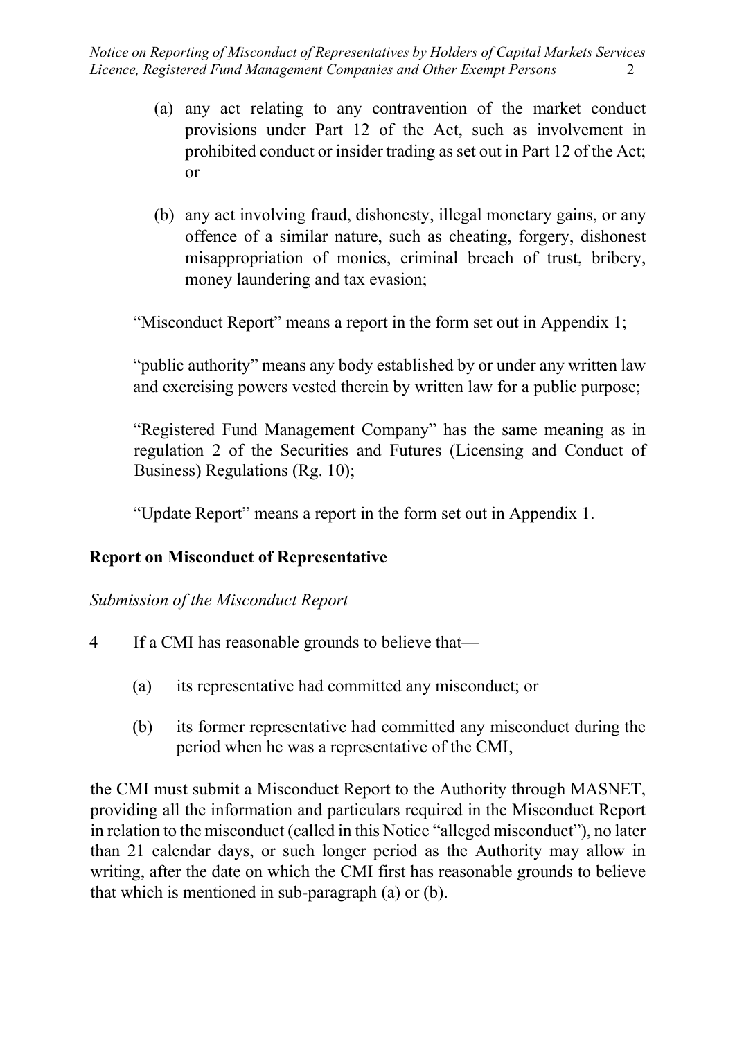(a) any act relating to any contravention of the market conduct provisions under Part 12 of the Act, such as involvement in prohibited conduct or insider trading as set out in Part 12 of the Act; or

(b) any act involving fraud, dishonesty, illegal monetary gains, or any offence of a similar nature, such as cheating, forgery, dishonest misappropriation of monies, criminal breach of trust, bribery, money laundering and tax evasion;

"Misconduct Report" means a report in the form set out in Appendix 1;

"public authority" means any body established by or under any written law and exercising powers vested therein by written law for a public purpose;

"Registered Fund Management Company" has the same meaning as in regulation 2 of the Securities and Futures (Licensing and Conduct of Business) Regulations (Rg. 10);

"Update Report" means a report in the form set out in Appendix 1.

**Report on Misconduct of Representative**

*Submission of the Misconduct Report*

4 If a CMI has reasonable grounds to believe that—

(a) its representative had committed any misconduct; or

(b) its former representative had committed any misconduct during the period when he was a representative of the CMI,

the CMI must submit a Misconduct Report to the Authority through MASNET, providing all the information and particulars required in the Misconduct Report in relation to the misconduct (called in this Notice "alleged misconduct"), no later than 21 calendar days, or such longer period as the Authority may allow in writing, after the date on which the CMI first has reasonable grounds to believe that which is mentioned in sub-paragraph (a) or (b).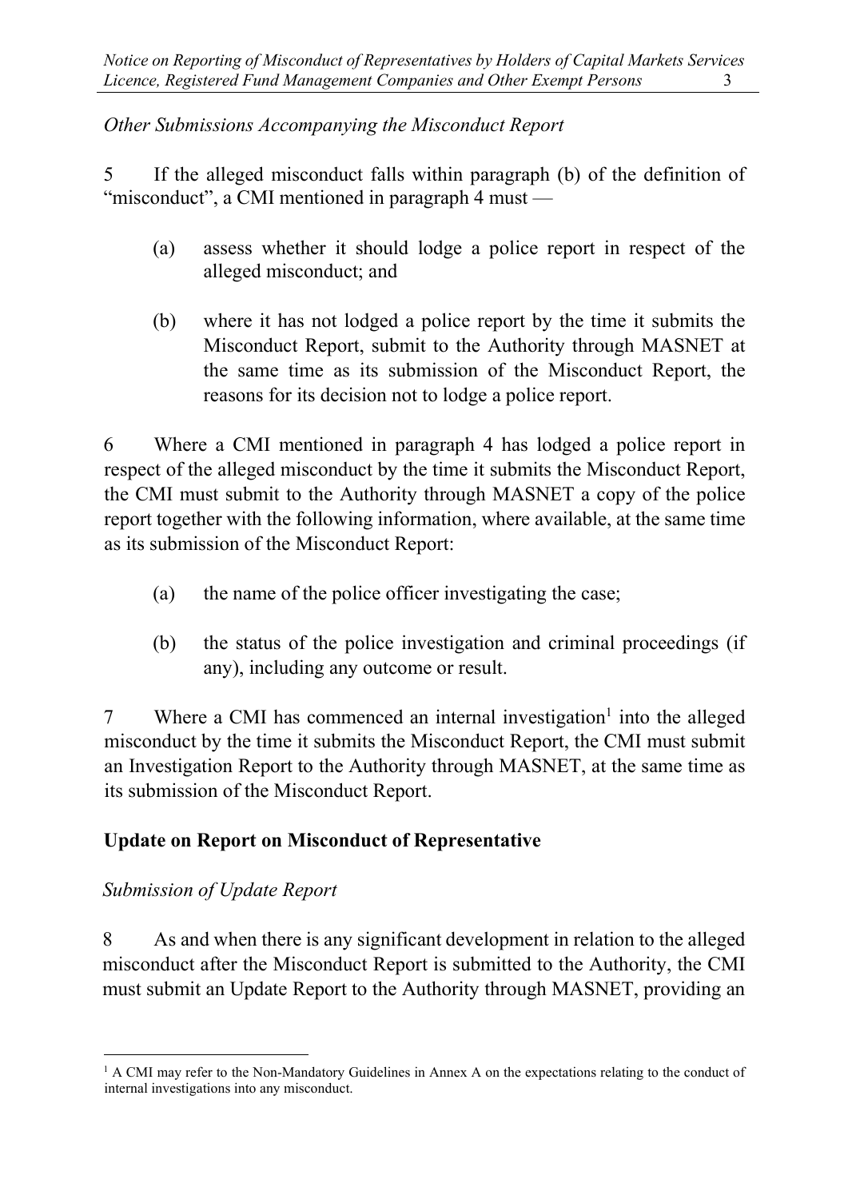*Other Submissions Accompanying the Misconduct Report*

5 If the alleged misconduct falls within paragraph (b) of the definition of "misconduct", a CMI mentioned in paragraph 4 must —

(a) assess whether it should lodge a police report in respect of the alleged misconduct; and

(b) where it has not lodged a police report by the time it submits the Misconduct Report, submit to the Authority through MASNET at the same time as its submission of the Misconduct Report, the reasons for its decision not to lodge a police report.

6 Where a CMI mentioned in paragraph 4 has lodged a police report in respect of the alleged misconduct by the time it submits the Misconduct Report, the CMI must submit to the Authority through MASNET a copy of the police report together with the following information, where available, at the same time as its submission of the Misconduct Report:

(a) the name of the police officer investigating the case;

(b) the status of the police investigation and criminal proceedings (if any), including any outcome or result.

7 Where a CMI has commenced an internal investigation[1] into the alleged misconduct by the time it submits the Misconduct Report, the CMI must submit an Investigation Report to the Authority through MASNET, at the same time as its submission of the Misconduct Report.

## Update on Report on Misconduct of Representative

*Submission of Update Report*

8 As and when there is any significant development in relation to the alleged misconduct after the Misconduct Report is submitted to the Authority, the CMI must submit an Update Report to the Authority through MASNET, providing an

---

[1] A CMI may refer to the Non-Mandatory Guidelines in Annex A on the expectations relating to the conduct of internal investigations into any misconduct.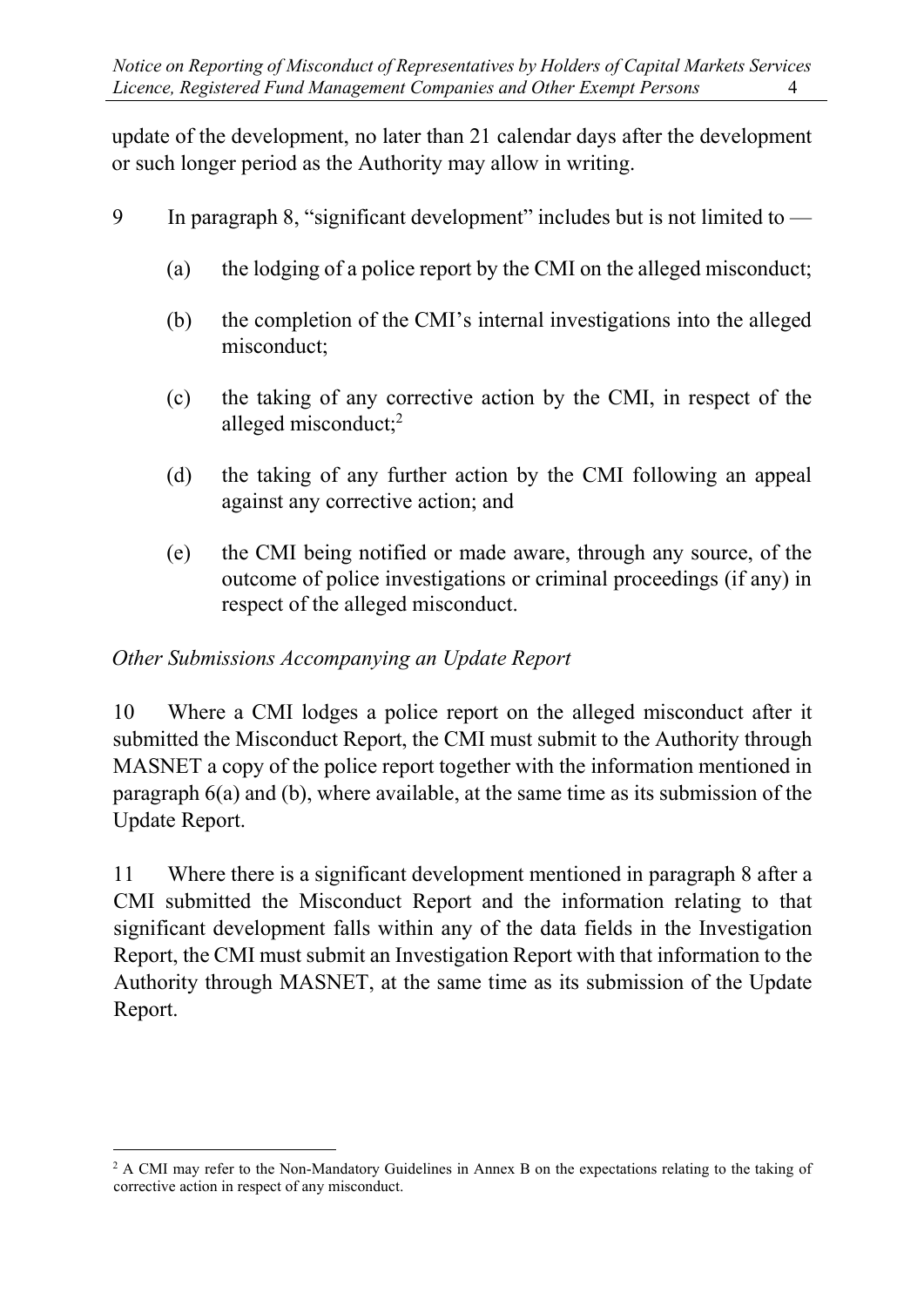update of the development, no later than 21 calendar days after the development or such longer period as the Authority may allow in writing.

9 In paragraph 8, "significant development" includes but is not limited to —

(a) the lodging of a police report by the CMI on the alleged misconduct;

(b) the completion of the CMI's internal investigations into the alleged misconduct;

(c) the taking of any corrective action by the CMI, in respect of the alleged misconduct;[2]

(d) the taking of any further action by the CMI following an appeal against any corrective action; and

(e) the CMI being notified or made aware, through any source, of the outcome of police investigations or criminal proceedings (if any) in respect of the alleged misconduct.

*Other Submissions Accompanying an Update Report*

10 Where a CMI lodges a police report on the alleged misconduct after it submitted the Misconduct Report, the CMI must submit to the Authority through MASNET a copy of the police report together with the information mentioned in paragraph 6(a) and (b), where available, at the same time as its submission of the Update Report.

11 Where there is a significant development mentioned in paragraph 8 after a CMI submitted the Misconduct Report and the information relating to that significant development falls within any of the data fields in the Investigation Report, the CMI must submit an Investigation Report with that information to the Authority through MASNET, at the same time as its submission of the Update Report.

---

[2] A CMI may refer to the Non-Mandatory Guidelines in Annex B on the expectations relating to the taking of corrective action in respect of any misconduct.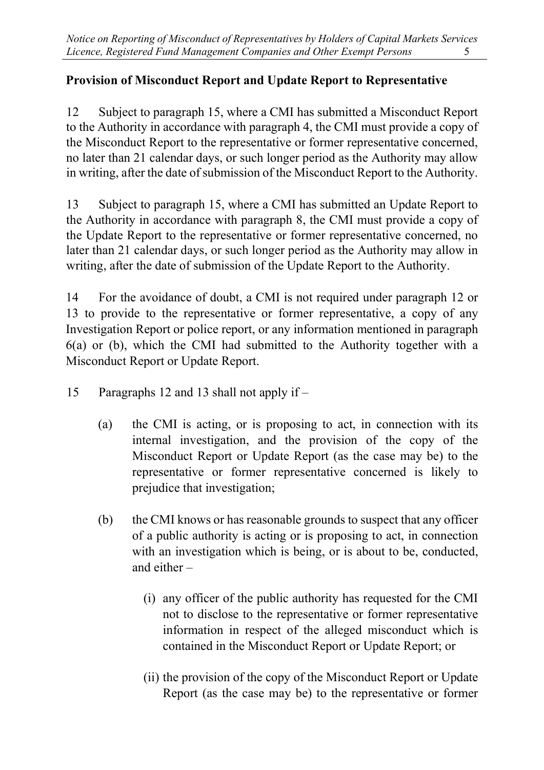## Provision of Misconduct Report and Update Report to Representative

12 Subject to paragraph 15, where a CMI has submitted a Misconduct Report to the Authority in accordance with paragraph 4, the CMI must provide a copy of the Misconduct Report to the representative or former representative concerned, no later than 21 calendar days, or such longer period as the Authority may allow in writing, after the date of submission of the Misconduct Report to the Authority.

13 Subject to paragraph 15, where a CMI has submitted an Update Report to the Authority in accordance with paragraph 8, the CMI must provide a copy of the Update Report to the representative or former representative concerned, no later than 21 calendar days, or such longer period as the Authority may allow in writing, after the date of submission of the Update Report to the Authority.

14 For the avoidance of doubt, a CMI is not required under paragraph 12 or 13 to provide to the representative or former representative, a copy of any Investigation Report or police report, or any information mentioned in paragraph 6(a) or (b), which the CMI had submitted to the Authority together with a Misconduct Report or Update Report.

15 Paragraphs 12 and 13 shall not apply if –

(a) the CMI is acting, or is proposing to act, in connection with its internal investigation, and the provision of the copy of the Misconduct Report or Update Report (as the case may be) to the representative or former representative concerned is likely to prejudice that investigation;

(b) the CMI knows or has reasonable grounds to suspect that any officer of a public authority is acting or is proposing to act, in connection with an investigation which is being, or is about to be, conducted, and either –

(i) any officer of the public authority has requested for the CMI not to disclose to the representative or former representative information in respect of the alleged misconduct which is contained in the Misconduct Report or Update Report; or

(ii) the provision of the copy of the Misconduct Report or Update Report (as the case may be) to the representative or former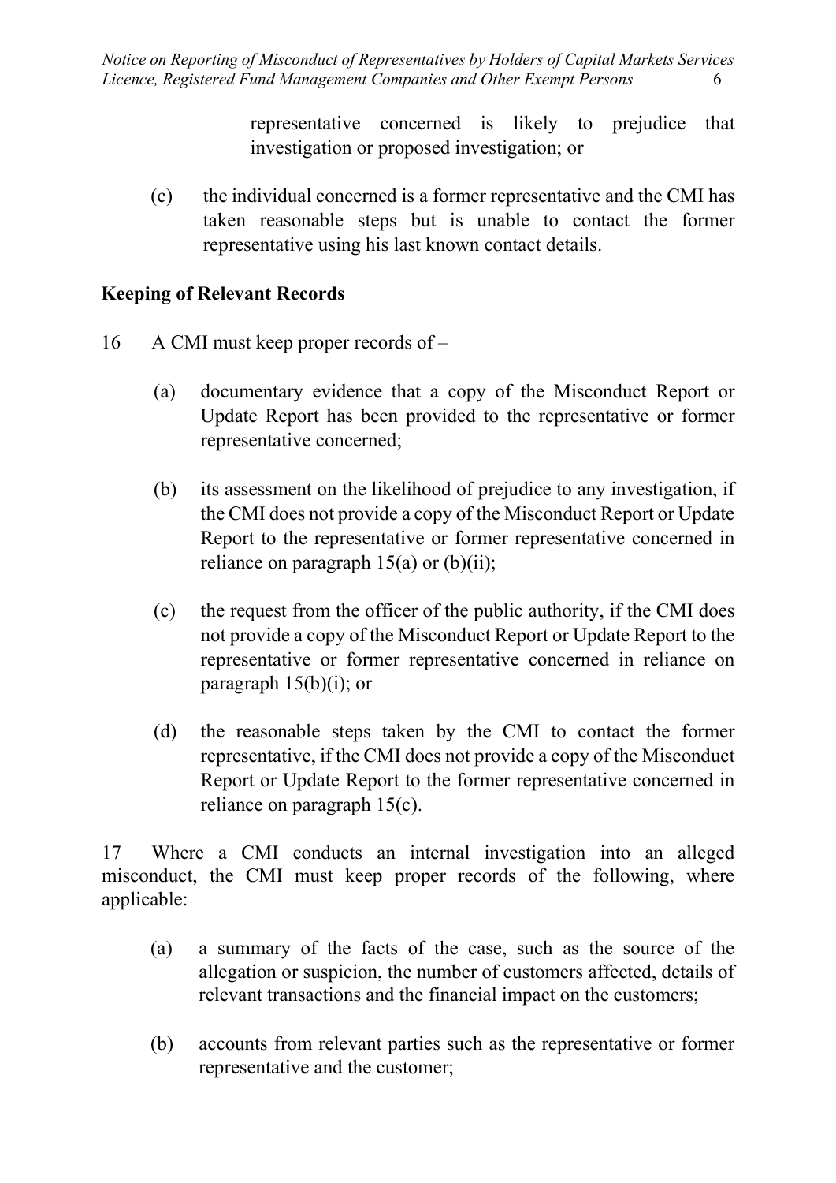representative concerned is likely to prejudice that investigation or proposed investigation; or

(c) the individual concerned is a former representative and the CMI has taken reasonable steps but is unable to contact the former representative using his last known contact details.

**Keeping of Relevant Records**

16 A CMI must keep proper records of –

(a) documentary evidence that a copy of the Misconduct Report or Update Report has been provided to the representative or former representative concerned;

(b) its assessment on the likelihood of prejudice to any investigation, if the CMI does not provide a copy of the Misconduct Report or Update Report to the representative or former representative concerned in reliance on paragraph 15(a) or (b)(ii);

(c) the request from the officer of the public authority, if the CMI does not provide a copy of the Misconduct Report or Update Report to the representative or former representative concerned in reliance on paragraph 15(b)(i); or

(d) the reasonable steps taken by the CMI to contact the former representative, if the CMI does not provide a copy of the Misconduct Report or Update Report to the former representative concerned in reliance on paragraph 15(c).

17 Where a CMI conducts an internal investigation into an alleged misconduct, the CMI must keep proper records of the following, where applicable:

(a) a summary of the facts of the case, such as the source of the allegation or suspicion, the number of customers affected, details of relevant transactions and the financial impact on the customers;

(b) accounts from relevant parties such as the representative or former representative and the customer;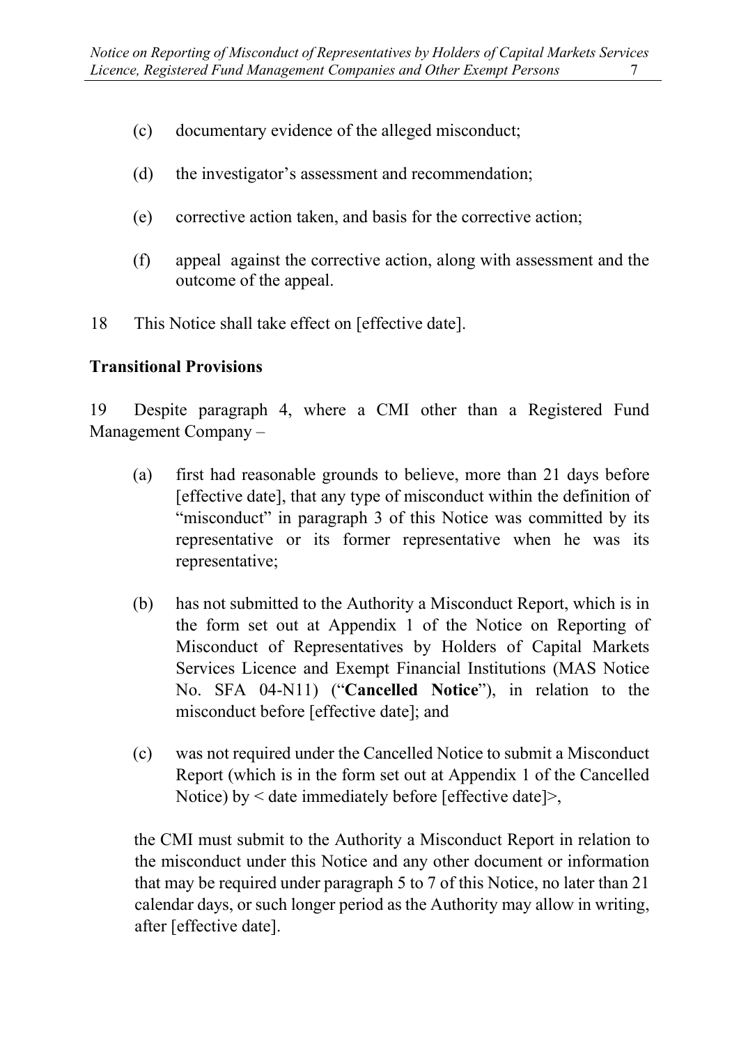(c) documentary evidence of the alleged misconduct;

(d) the investigator's assessment and recommendation;

(e) corrective action taken, and basis for the corrective action;

(f) appeal against the corrective action, along with assessment and the outcome of the appeal.

18 This Notice shall take effect on [effective date].

**Transitional Provisions**

19 Despite paragraph 4, where a CMI other than a Registered Fund Management Company –

(a) first had reasonable grounds to believe, more than 21 days before [effective date], that any type of misconduct within the definition of "misconduct" in paragraph 3 of this Notice was committed by its representative or its former representative when he was its representative;

(b) has not submitted to the Authority a Misconduct Report, which is in the form set out at Appendix 1 of the Notice on Reporting of Misconduct of Representatives by Holders of Capital Markets Services Licence and Exempt Financial Institutions (MAS Notice No. SFA 04-N11) ("**Cancelled Notice**"), in relation to the misconduct before [effective date]; and

(c) was not required under the Cancelled Notice to submit a Misconduct Report (which is in the form set out at Appendix 1 of the Cancelled Notice) by < date immediately before [effective date]>,

the CMI must submit to the Authority a Misconduct Report in relation to the misconduct under this Notice and any other document or information that may be required under paragraph 5 to 7 of this Notice, no later than 21 calendar days, or such longer period as the Authority may allow in writing, after [effective date].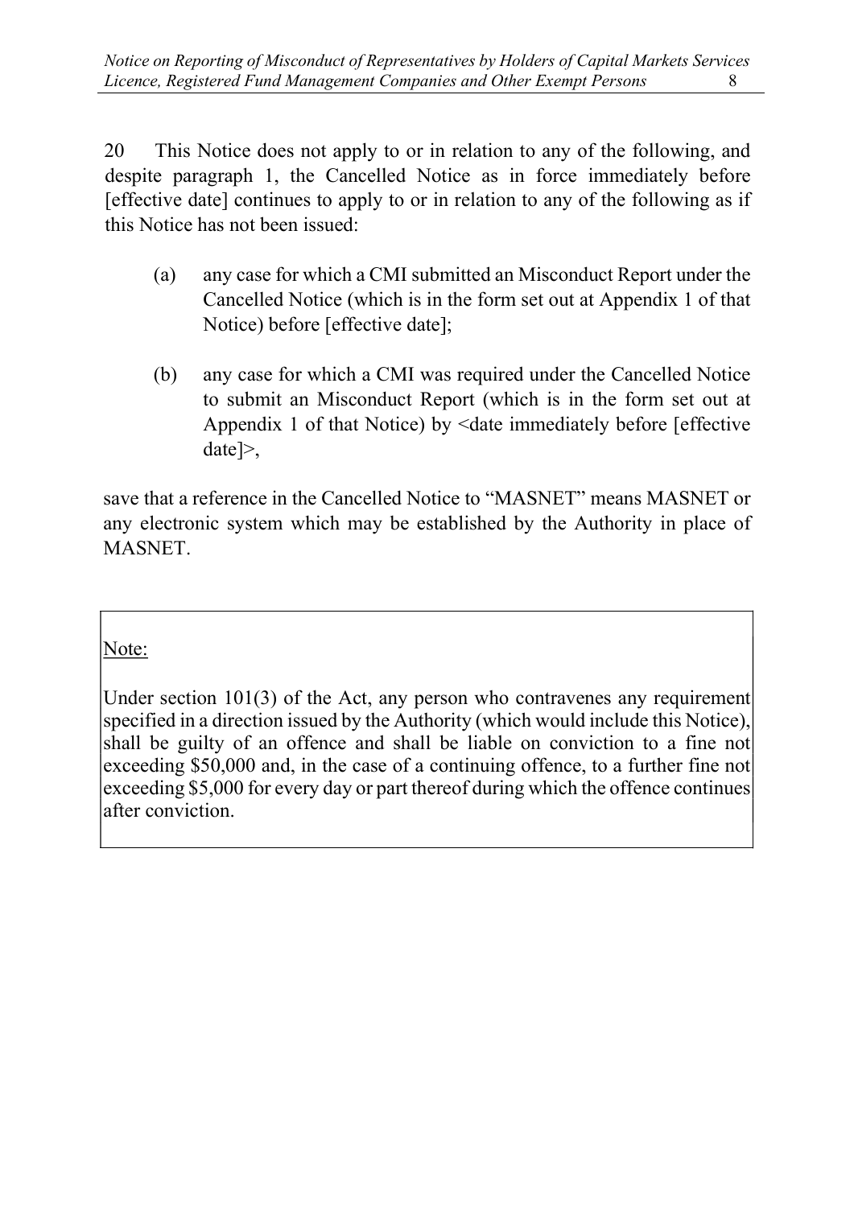20 This Notice does not apply to or in relation to any of the following, and despite paragraph 1, the Cancelled Notice as in force immediately before [effective date] continues to apply to or in relation to any of the following as if this Notice has not been issued:

(a) any case for which a CMI submitted an Misconduct Report under the Cancelled Notice (which is in the form set out at Appendix 1 of that Notice) before [effective date];

(b) any case for which a CMI was required under the Cancelled Notice to submit an Misconduct Report (which is in the form set out at Appendix 1 of that Notice) by <date immediately before [effective date]>,

save that a reference in the Cancelled Notice to "MASNET" means MASNET or any electronic system which may be established by the Authority in place of MASNET.

> Note:
>
> Under section 101(3) of the Act, any person who contravenes any requirement specified in a direction issued by the Authority (which would include this Notice), shall be guilty of an offence and shall be liable on conviction to a fine not exceeding $50,000 and, in the case of a continuing offence, to a further fine not exceeding $5,000 for every day or part thereof during which the offence continues after conviction.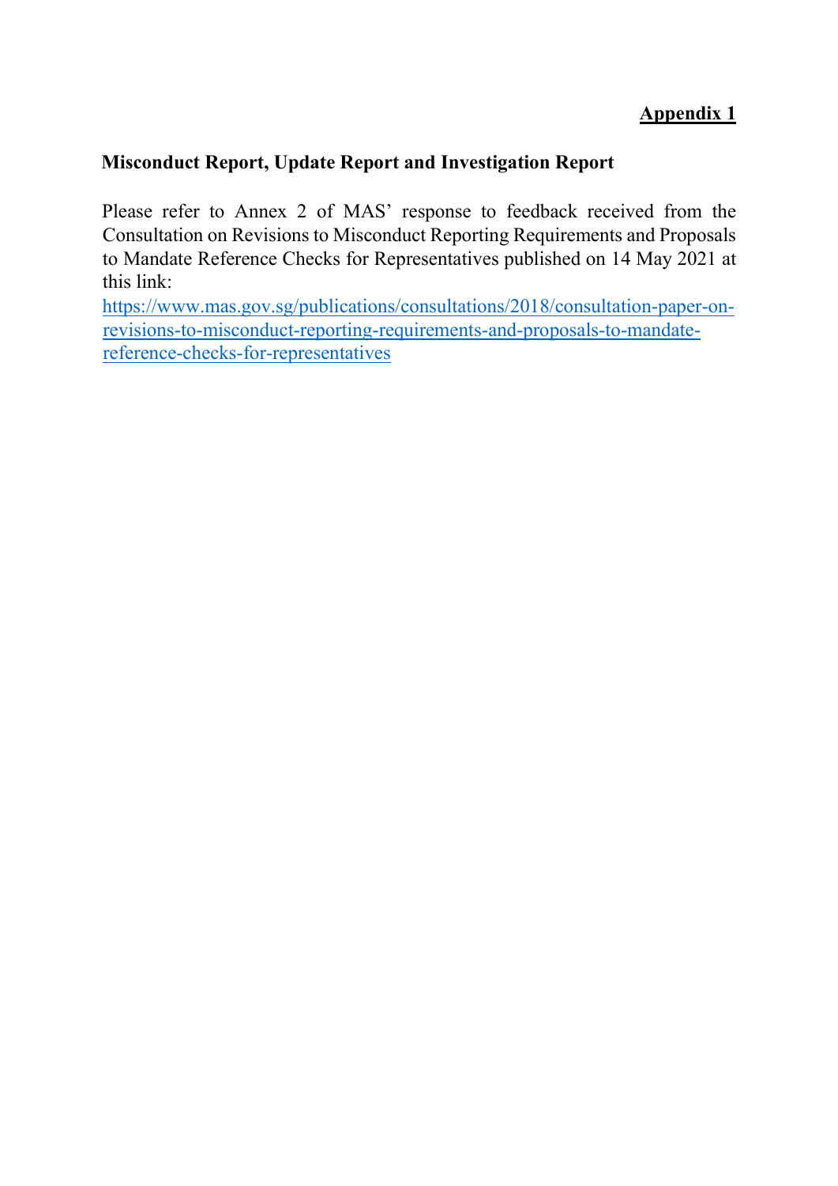**<u>Appendix 1</u>**

**Misconduct Report, Update Report and Investigation Report**

Please refer to Annex 2 of MAS' response to feedback received from the Consultation on Revisions to Misconduct Reporting Requirements and Proposals to Mandate Reference Checks for Representatives published on 14 May 2021 at this link:
[https://www.mas.gov.sg/publications/consultations/2018/consultation-paper-on-revisions-to-misconduct-reporting-requirements-and-proposals-to-mandate-reference-checks-for-representatives](https://www.mas.gov.sg/publications/consultations/2018/consultation-paper-on-revisions-to-misconduct-reporting-requirements-and-proposals-to-mandate-reference-checks-for-representatives)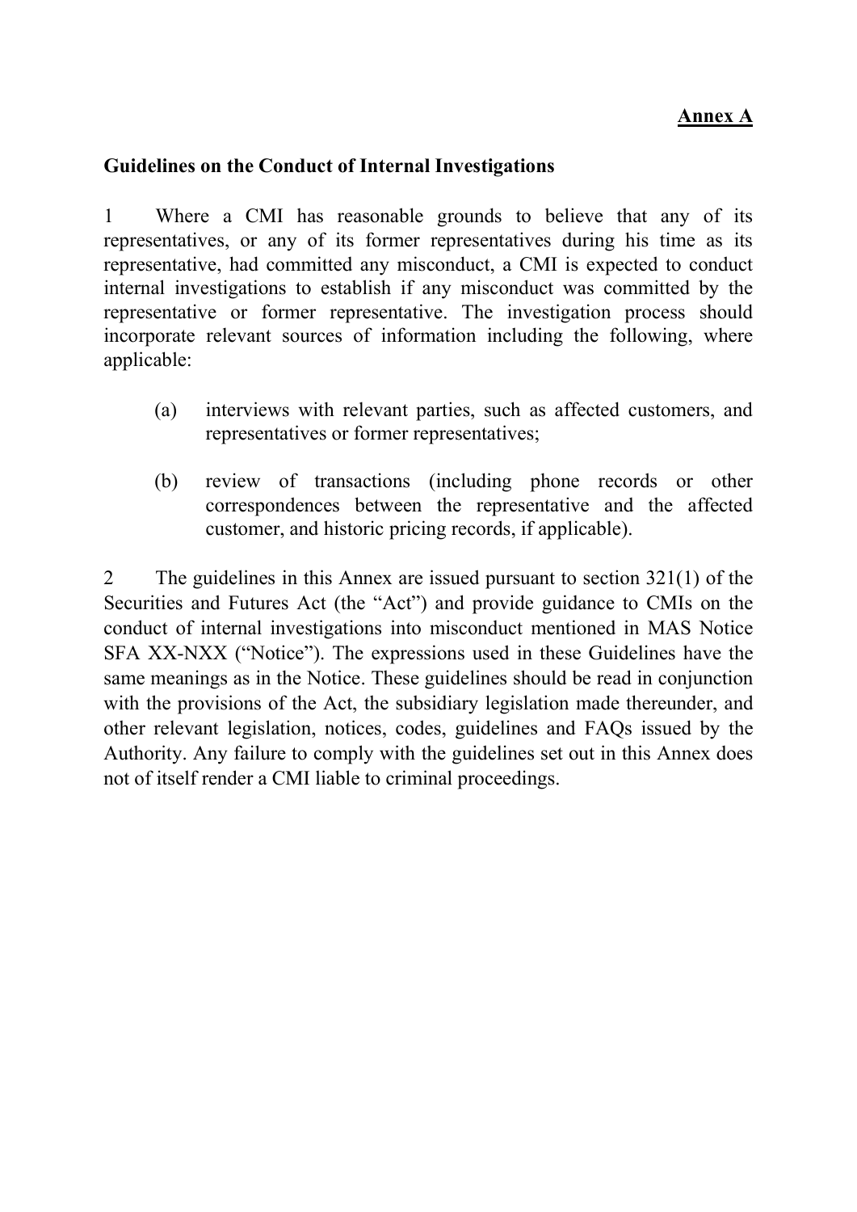**<u>Annex A</u>**

**Guidelines on the Conduct of Internal Investigations**

1 Where a CMI has reasonable grounds to believe that any of its representatives, or any of its former representatives during his time as its representative, had committed any misconduct, a CMI is expected to conduct internal investigations to establish if any misconduct was committed by the representative or former representative. The investigation process should incorporate relevant sources of information including the following, where applicable:

(a) interviews with relevant parties, such as affected customers, and representatives or former representatives;

(b) review of transactions (including phone records or other correspondences between the representative and the affected customer, and historic pricing records, if applicable).

2 The guidelines in this Annex are issued pursuant to section 321(1) of the Securities and Futures Act (the "Act") and provide guidance to CMIs on the conduct of internal investigations into misconduct mentioned in MAS Notice SFA XX-NXX ("Notice"). The expressions used in these Guidelines have the same meanings as in the Notice. These guidelines should be read in conjunction with the provisions of the Act, the subsidiary legislation made thereunder, and other relevant legislation, notices, codes, guidelines and FAQs issued by the Authority. Any failure to comply with the guidelines set out in this Annex does not of itself render a CMI liable to criminal proceedings.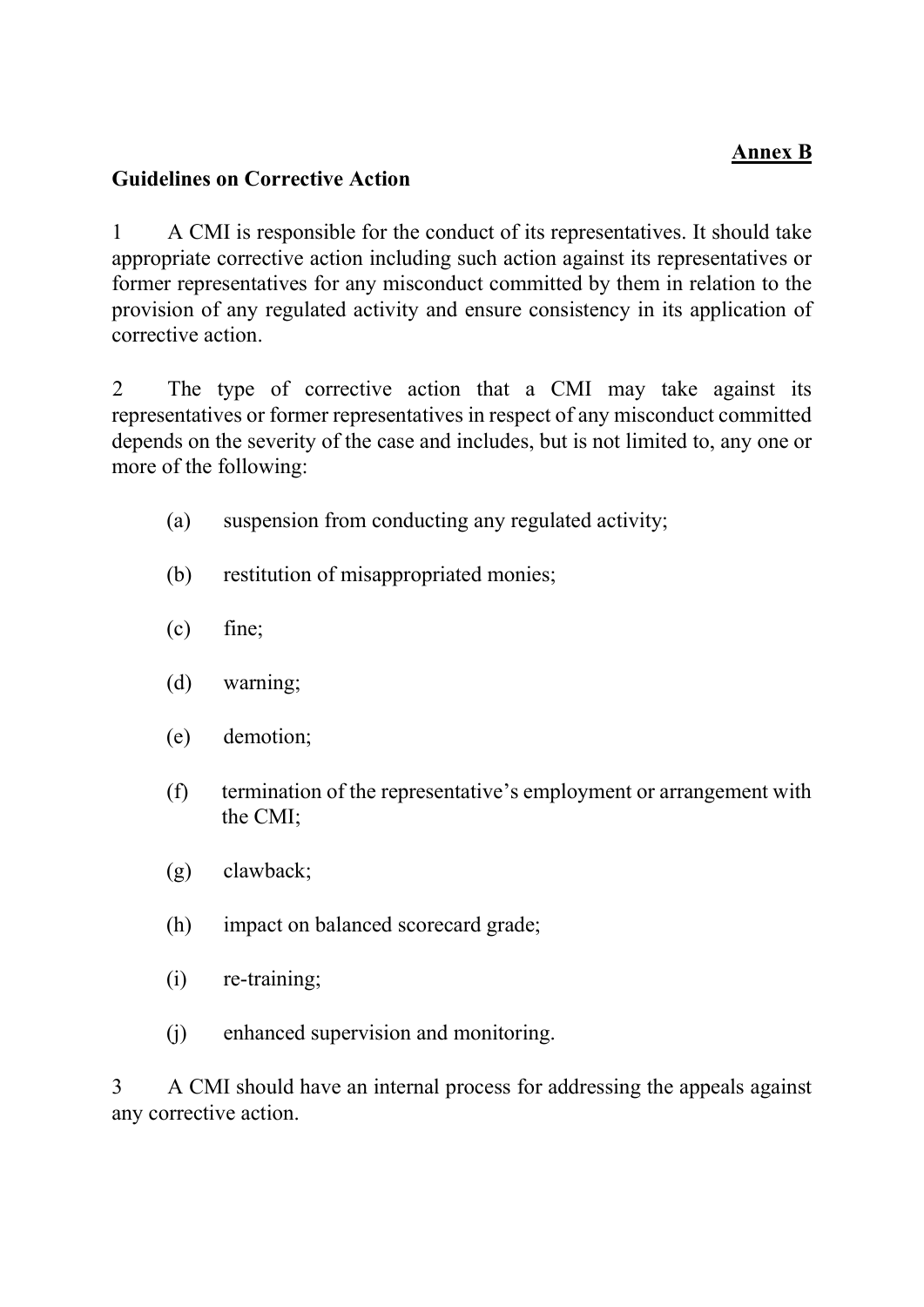**Annex B**

**Guidelines on Corrective Action**

1 A CMI is responsible for the conduct of its representatives. It should take appropriate corrective action including such action against its representatives or former representatives for any misconduct committed by them in relation to the provision of any regulated activity and ensure consistency in its application of corrective action.

2 The type of corrective action that a CMI may take against its representatives or former representatives in respect of any misconduct committed depends on the severity of the case and includes, but is not limited to, any one or more of the following:

(a) suspension from conducting any regulated activity;

(b) restitution of misappropriated monies;

(c) fine;

(d) warning;

(e) demotion;

(f) termination of the representative's employment or arrangement with the CMI;

(g) clawback;

(h) impact on balanced scorecard grade;

(i) re-training;

(j) enhanced supervision and monitoring.

3 A CMI should have an internal process for addressing the appeals against any corrective action.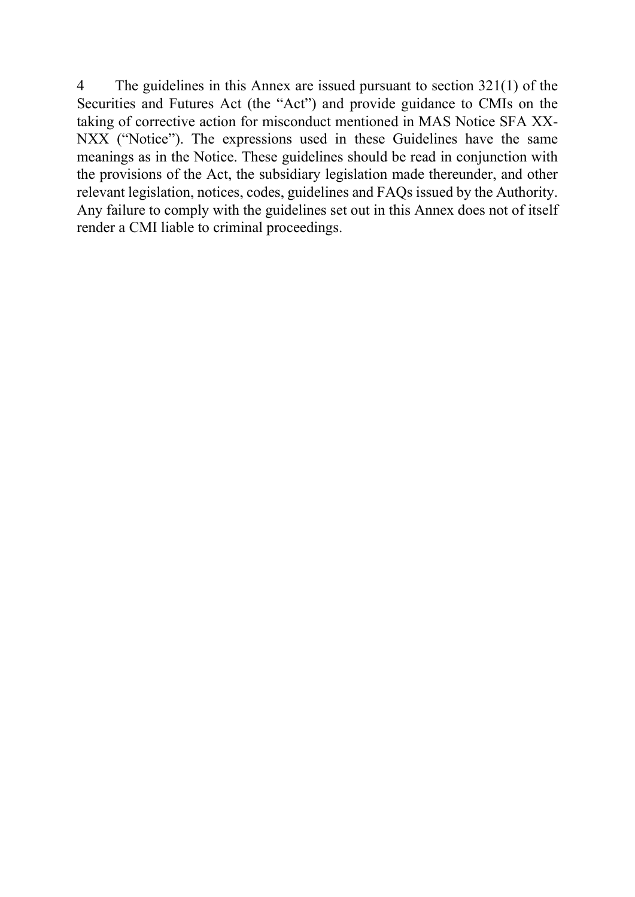4 The guidelines in this Annex are issued pursuant to section 321(1) of the Securities and Futures Act (the "Act") and provide guidance to CMIs on the taking of corrective action for misconduct mentioned in MAS Notice SFA XX-NXX ("Notice"). The expressions used in these Guidelines have the same meanings as in the Notice. These guidelines should be read in conjunction with the provisions of the Act, the subsidiary legislation made thereunder, and other relevant legislation, notices, codes, guidelines and FAQs issued by the Authority. Any failure to comply with the guidelines set out in this Annex does not of itself render a CMI liable to criminal proceedings.